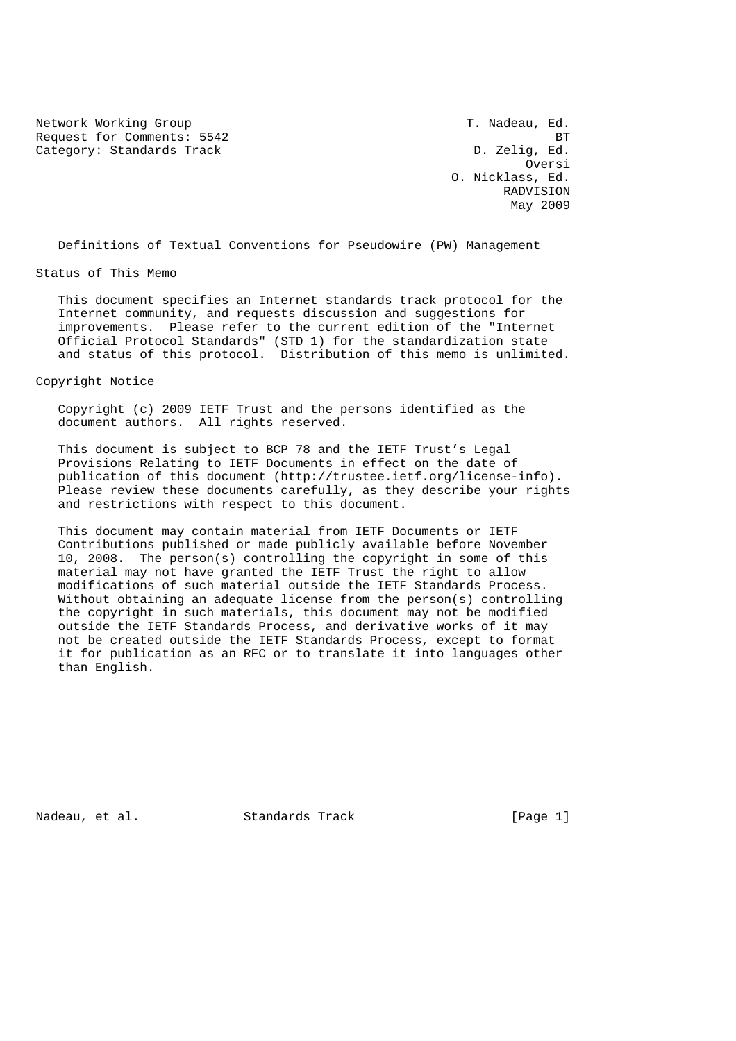Network Working Group T. Nadeau, Ed.
Request for Comments: 5542 BT
Category: Standards Track D. Zelig, Ed.
Oversi
O. Nicklass, Ed.
RADVISION
May 2009

# Definitions of Textual Conventions for Pseudowire (PW) Management

## Status of This Memo

This document specifies an Internet standards track protocol for the Internet community, and requests discussion and suggestions for improvements. Please refer to the current edition of the "Internet Official Protocol Standards" (STD 1) for the standardization state and status of this protocol. Distribution of this memo is unlimited.

## Copyright Notice

Copyright (c) 2009 IETF Trust and the persons identified as the document authors. All rights reserved.

This document is subject to BCP 78 and the IETF Trust's Legal Provisions Relating to IETF Documents in effect on the date of publication of this document (http://trustee.ietf.org/license-info). Please review these documents carefully, as they describe your rights and restrictions with respect to this document.

This document may contain material from IETF Documents or IETF Contributions published or made publicly available before November 10, 2008. The person(s) controlling the copyright in some of this material may not have granted the IETF Trust the right to allow modifications of such material outside the IETF Standards Process. Without obtaining an adequate license from the person(s) controlling the copyright in such materials, this document may not be modified outside the IETF Standards Process, and derivative works of it may not be created outside the IETF Standards Process, except to format it for publication as an RFC or to translate it into languages other than English.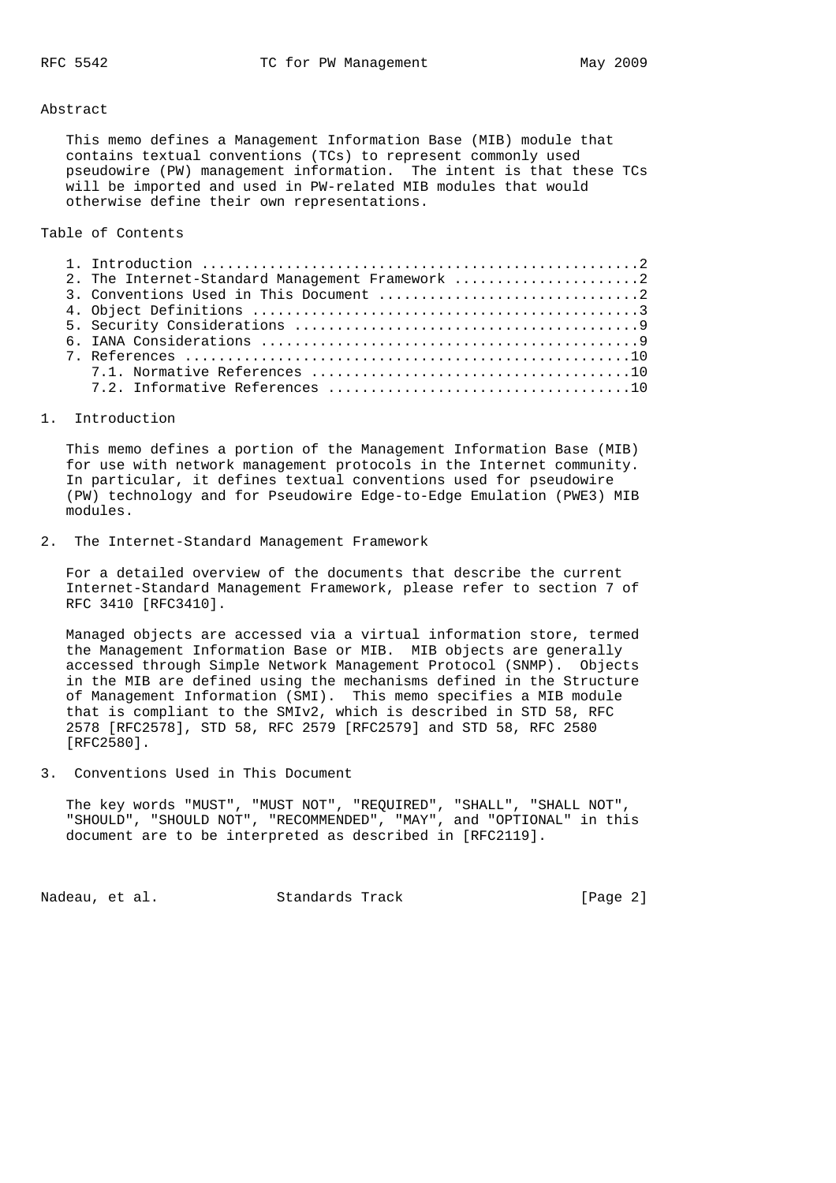Abstract

This memo defines a Management Information Base (MIB) module that contains textual conventions (TCs) to represent commonly used pseudowire (PW) management information. The intent is that these TCs will be imported and used in PW-related MIB modules that would otherwise define their own representations.

Table of Contents

```
   1. Introduction ....................................................2
   2. The Internet-Standard Management Framework ......................2
   3. Conventions Used in This Document ...............................2
   4. Object Definitions ..............................................3
   5. Security Considerations .........................................9
   6. IANA Considerations .............................................9
   7. References .....................................................10
      7.1. Normative References ......................................10
      7.2. Informative References ....................................10
```

# 1. Introduction

This memo defines a portion of the Management Information Base (MIB) for use with network management protocols in the Internet community. In particular, it defines textual conventions used for pseudowire (PW) technology and for Pseudowire Edge-to-Edge Emulation (PWE3) MIB modules.

# 2. The Internet-Standard Management Framework

For a detailed overview of the documents that describe the current Internet-Standard Management Framework, please refer to section 7 of RFC 3410 [RFC3410].

Managed objects are accessed via a virtual information store, termed the Management Information Base or MIB. MIB objects are generally accessed through Simple Network Management Protocol (SNMP). Objects in the MIB are defined using the mechanisms defined in the Structure of Management Information (SMI). This memo specifies a MIB module that is compliant to the SMIv2, which is described in STD 58, RFC 2578 [RFC2578], STD 58, RFC 2579 [RFC2579] and STD 58, RFC 2580 [RFC2580].

# 3. Conventions Used in This Document

The key words "MUST", "MUST NOT", "REQUIRED", "SHALL", "SHALL NOT", "SHOULD", "SHOULD NOT", "RECOMMENDED", "MAY", and "OPTIONAL" in this document are to be interpreted as described in [RFC2119].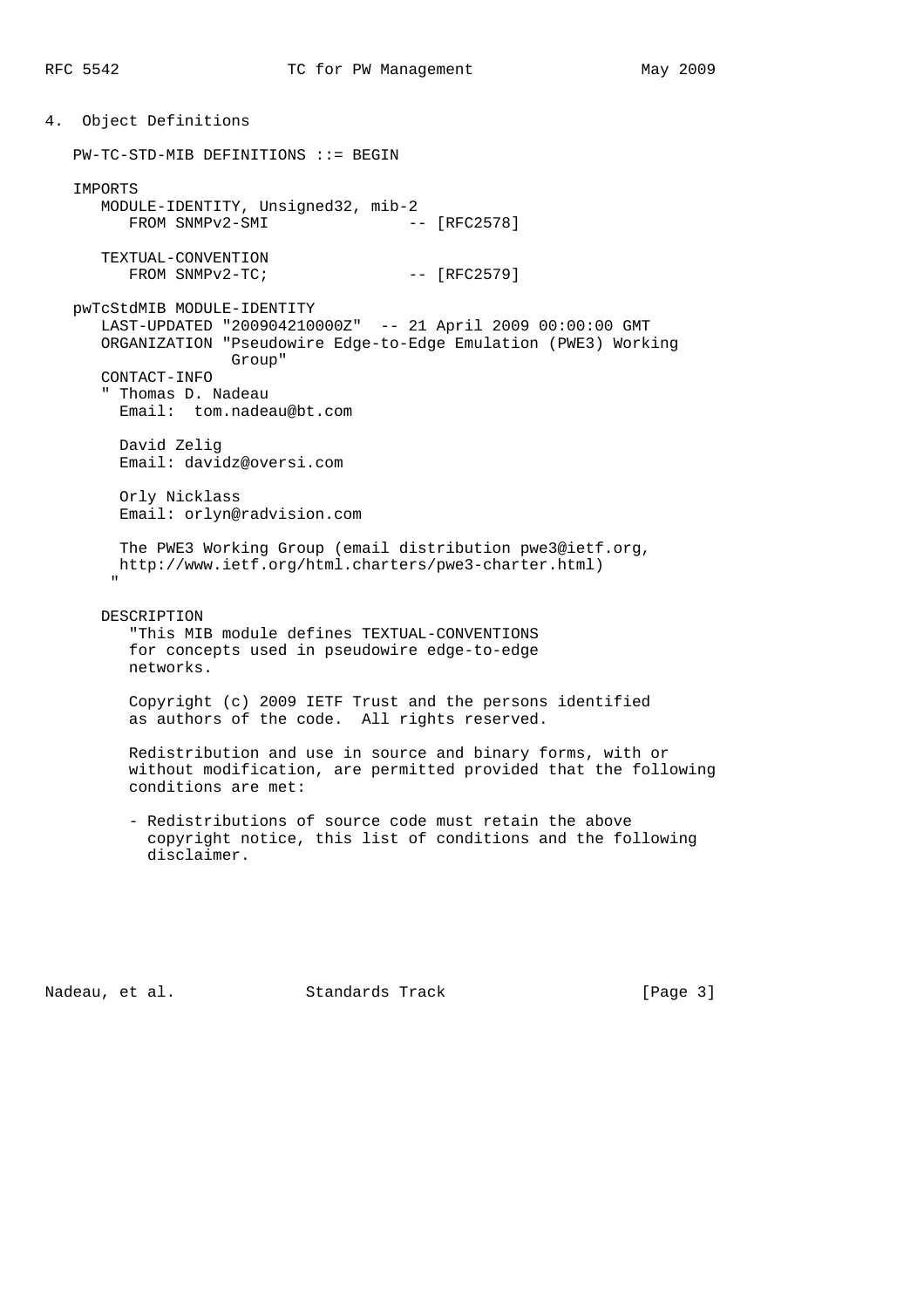## 4. Object Definitions

```
PW-TC-STD-MIB DEFINITIONS ::= BEGIN

IMPORTS
   MODULE-IDENTITY, Unsigned32, mib-2
      FROM SNMPv2-SMI                -- [RFC2578]

   TEXTUAL-CONVENTION
      FROM SNMPv2-TC;                -- [RFC2579]

pwTcStdMIB MODULE-IDENTITY
   LAST-UPDATED "200904210000Z"  -- 21 April 2009 00:00:00 GMT
   ORGANIZATION "Pseudowire Edge-to-Edge Emulation (PWE3) Working
                 Group"
   CONTACT-INFO
   " Thomas D. Nadeau
     Email:  tom.nadeau@bt.com

     David Zelig
     Email: davidz@oversi.com

     Orly Nicklass
     Email: orlyn@radvision.com

     The PWE3 Working Group (email distribution pwe3@ietf.org,
     http://www.ietf.org/html.charters/pwe3-charter.html)
    "

   DESCRIPTION
      "This MIB module defines TEXTUAL-CONVENTIONS
      for concepts used in pseudowire edge-to-edge
      networks.

      Copyright (c) 2009 IETF Trust and the persons identified
      as authors of the code.  All rights reserved.

      Redistribution and use in source and binary forms, with or
      without modification, are permitted provided that the following
      conditions are met:

      - Redistributions of source code must retain the above
        copyright notice, this list of conditions and the following
        disclaimer.
```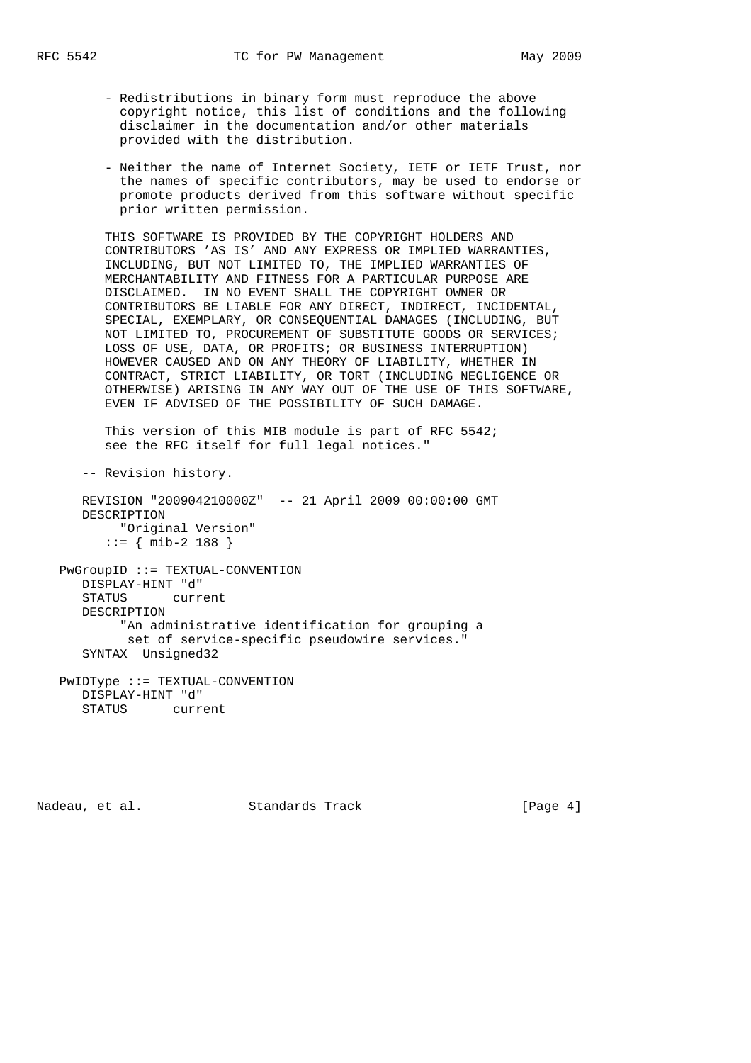```
      - Redistributions in binary form must reproduce the above
        copyright notice, this list of conditions and the following
        disclaimer in the documentation and/or other materials
        provided with the distribution.

      - Neither the name of Internet Society, IETF or IETF Trust, nor
        the names of specific contributors, may be used to endorse or
        promote products derived from this software without specific
        prior written permission.

      THIS SOFTWARE IS PROVIDED BY THE COPYRIGHT HOLDERS AND
      CONTRIBUTORS 'AS IS' AND ANY EXPRESS OR IMPLIED WARRANTIES,
      INCLUDING, BUT NOT LIMITED TO, THE IMPLIED WARRANTIES OF
      MERCHANTABILITY AND FITNESS FOR A PARTICULAR PURPOSE ARE
      DISCLAIMED.  IN NO EVENT SHALL THE COPYRIGHT OWNER OR
      CONTRIBUTORS BE LIABLE FOR ANY DIRECT, INDIRECT, INCIDENTAL,
      SPECIAL, EXEMPLARY, OR CONSEQUENTIAL DAMAGES (INCLUDING, BUT
      NOT LIMITED TO, PROCUREMENT OF SUBSTITUTE GOODS OR SERVICES;
      LOSS OF USE, DATA, OR PROFITS; OR BUSINESS INTERRUPTION)
      HOWEVER CAUSED AND ON ANY THEORY OF LIABILITY, WHETHER IN
      CONTRACT, STRICT LIABILITY, OR TORT (INCLUDING NEGLIGENCE OR
      OTHERWISE) ARISING IN ANY WAY OUT OF THE USE OF THIS SOFTWARE,
      EVEN IF ADVISED OF THE POSSIBILITY OF SUCH DAMAGE.

      This version of this MIB module is part of RFC 5542;
      see the RFC itself for full legal notices."

   -- Revision history.

   REVISION "200904210000Z"  -- 21 April 2009 00:00:00 GMT
   DESCRIPTION
        "Original Version"
      ::= { mib-2 188 }

PwGroupID ::= TEXTUAL-CONVENTION
   DISPLAY-HINT "d"
   STATUS      current
   DESCRIPTION
        "An administrative identification for grouping a
         set of service-specific pseudowire services."
   SYNTAX  Unsigned32

PwIDType ::= TEXTUAL-CONVENTION
   DISPLAY-HINT "d"
   STATUS      current
```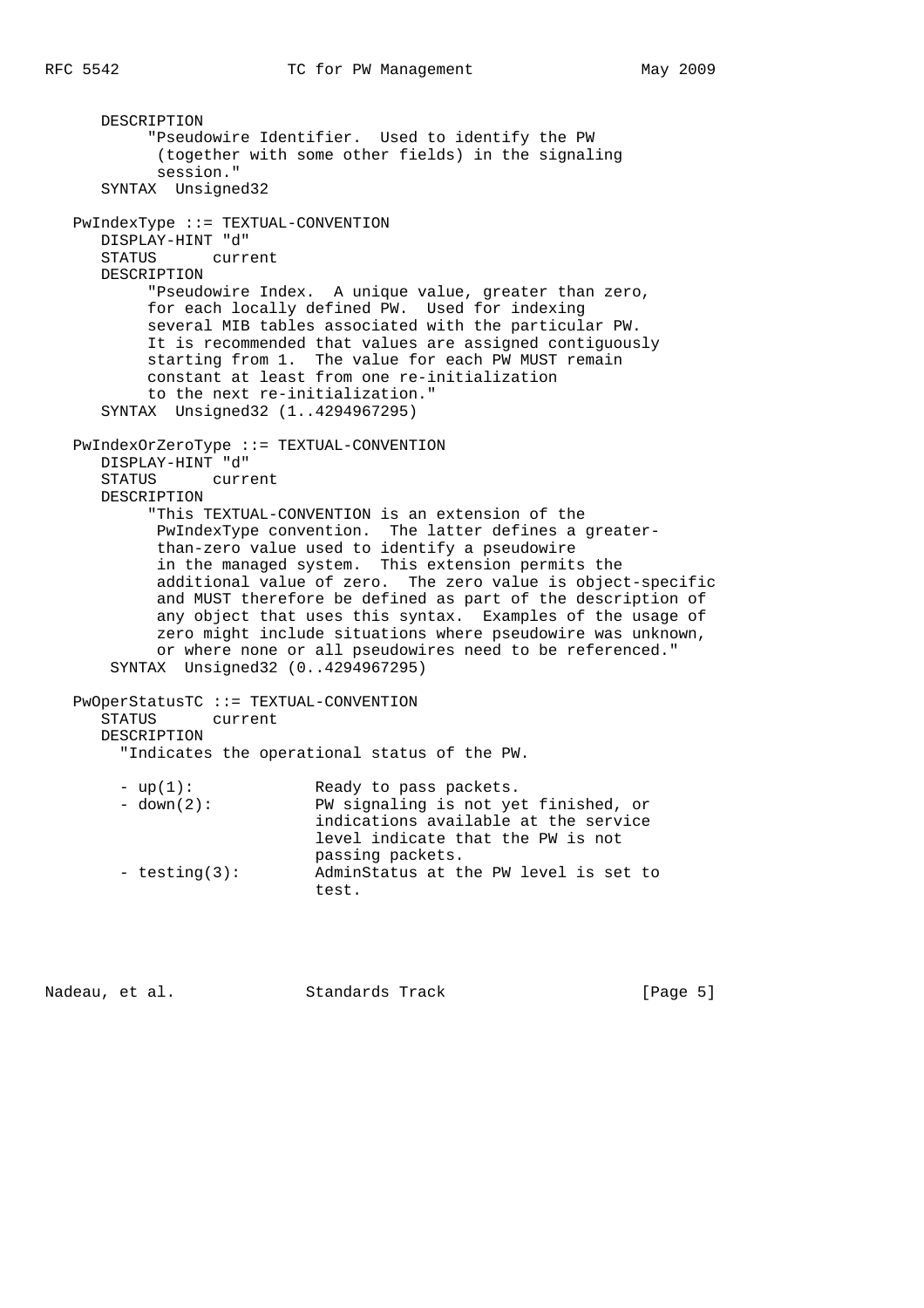```
      DESCRIPTION
           "Pseudowire Identifier.  Used to identify the PW
            (together with some other fields) in the signaling
            session."
      SYNTAX  Unsigned32

   PwIndexType ::= TEXTUAL-CONVENTION
      DISPLAY-HINT "d"
      STATUS      current
      DESCRIPTION
           "Pseudowire Index.  A unique value, greater than zero,
           for each locally defined PW.  Used for indexing
           several MIB tables associated with the particular PW.
           It is recommended that values are assigned contiguously
           starting from 1.  The value for each PW MUST remain
           constant at least from one re-initialization
           to the next re-initialization."
      SYNTAX  Unsigned32 (1..4294967295)

   PwIndexOrZeroType ::= TEXTUAL-CONVENTION
      DISPLAY-HINT "d"
      STATUS      current
      DESCRIPTION
           "This TEXTUAL-CONVENTION is an extension of the
            PwIndexType convention.  The latter defines a greater-
            than-zero value used to identify a pseudowire
            in the managed system.  This extension permits the
            additional value of zero.  The zero value is object-specific
            and MUST therefore be defined as part of the description of
            any object that uses this syntax.  Examples of the usage of
            zero might include situations where pseudowire was unknown,
            or where none or all pseudowires need to be referenced."
       SYNTAX  Unsigned32 (0..4294967295)

   PwOperStatusTC ::= TEXTUAL-CONVENTION
      STATUS      current
      DESCRIPTION
        "Indicates the operational status of the PW.

        - up(1):              Ready to pass packets.
        - down(2):            PW signaling is not yet finished, or
                              indications available at the service
                              level indicate that the PW is not
                              passing packets.
        - testing(3):         AdminStatus at the PW level is set to
                              test.
```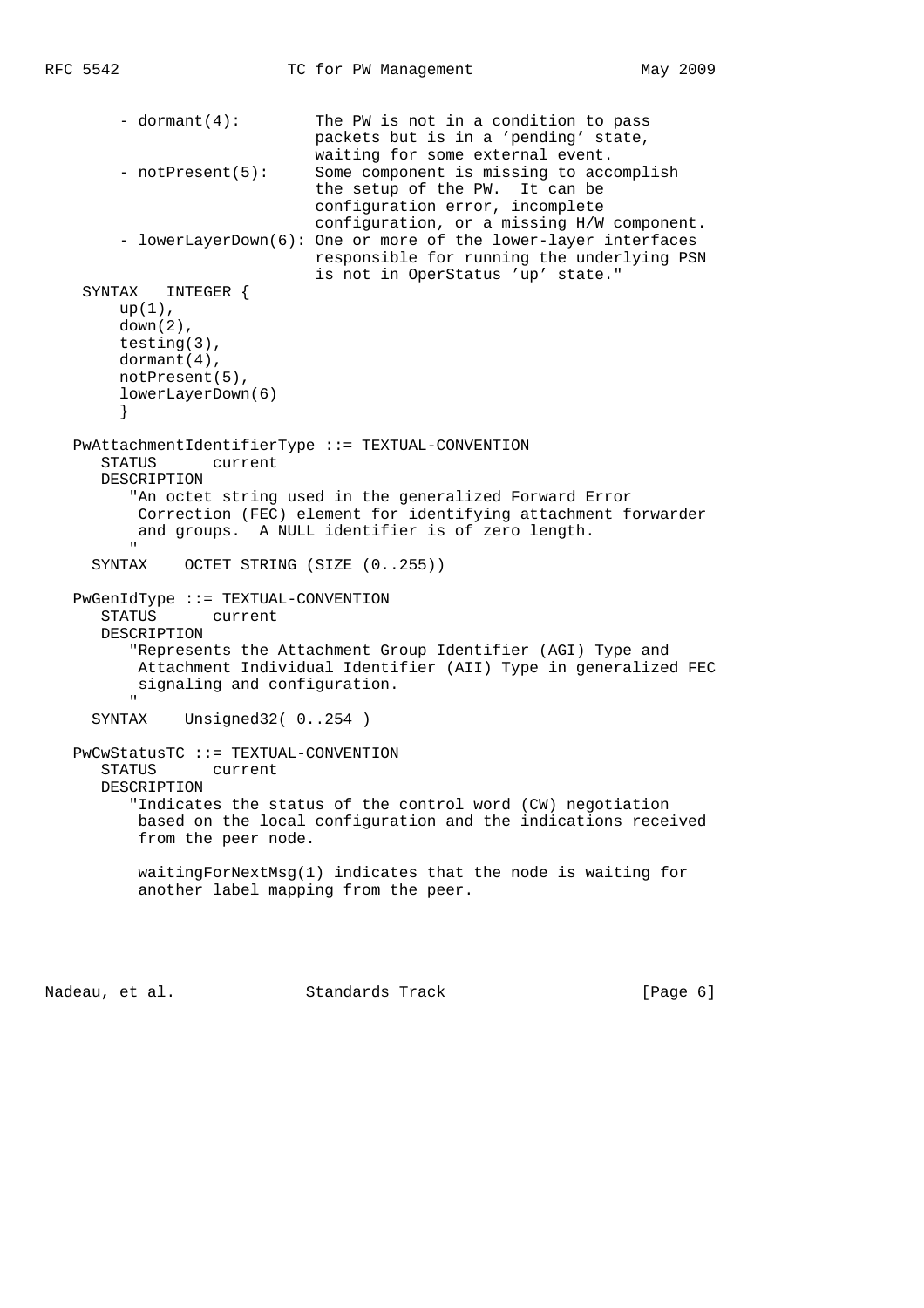```
        - dormant(4):        The PW is not in a condition to pass
                             packets but is in a 'pending' state,
                             waiting for some external event.
        - notPresent(5):     Some component is missing to accomplish
                             the setup of the PW.  It can be
                             configuration error, incomplete
                             configuration, or a missing H/W component.
        - lowerLayerDown(6): One or more of the lower-layer interfaces
                             responsible for running the underlying PSN
                             is not in OperStatus 'up' state."
    SYNTAX   INTEGER {
        up(1),
        down(2),
        testing(3),
        dormant(4),
        notPresent(5),
        lowerLayerDown(6)
        }

   PwAttachmentIdentifierType ::= TEXTUAL-CONVENTION
      STATUS      current
      DESCRIPTION
         "An octet string used in the generalized Forward Error
          Correction (FEC) element for identifying attachment forwarder
          and groups.  A NULL identifier is of zero length.
         "
     SYNTAX    OCTET STRING (SIZE (0..255))

   PwGenIdType ::= TEXTUAL-CONVENTION
      STATUS      current
      DESCRIPTION
         "Represents the Attachment Group Identifier (AGI) Type and
          Attachment Individual Identifier (AII) Type in generalized FEC
          signaling and configuration.
         "
     SYNTAX    Unsigned32( 0..254 )

   PwCwStatusTC ::= TEXTUAL-CONVENTION
      STATUS      current
      DESCRIPTION
         "Indicates the status of the control word (CW) negotiation
          based on the local configuration and the indications received
          from the peer node.

          waitingForNextMsg(1) indicates that the node is waiting for
          another label mapping from the peer.
```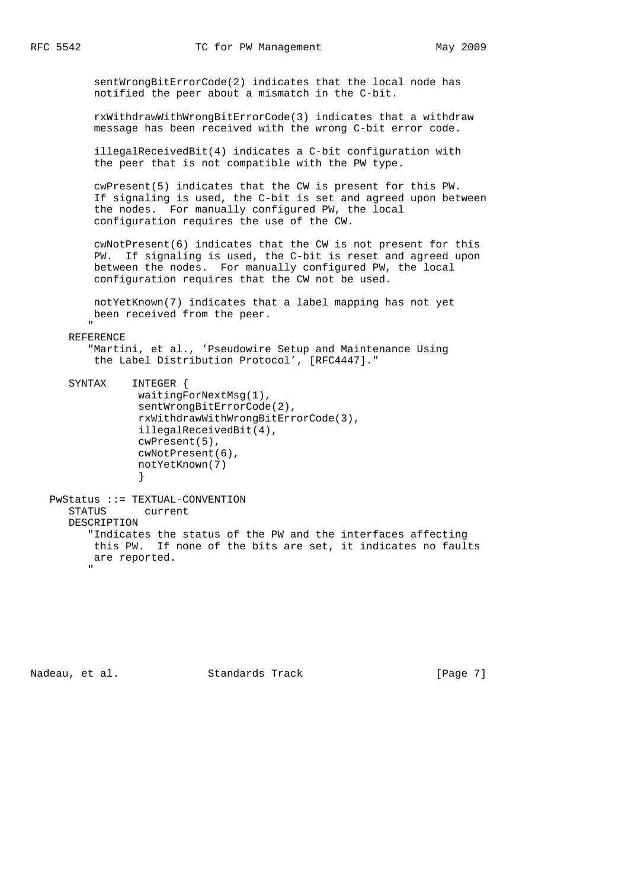```
          sentWrongBitErrorCode(2) indicates that the local node has
          notified the peer about a mismatch in the C-bit.

          rxWithdrawWithWrongBitErrorCode(3) indicates that a withdraw
          message has been received with the wrong C-bit error code.

          illegalReceivedBit(4) indicates a C-bit configuration with
          the peer that is not compatible with the PW type.

          cwPresent(5) indicates that the CW is present for this PW.
          If signaling is used, the C-bit is set and agreed upon between
          the nodes.  For manually configured PW, the local
          configuration requires the use of the CW.

          cwNotPresent(6) indicates that the CW is not present for this
          PW.  If signaling is used, the C-bit is reset and agreed upon
          between the nodes.  For manually configured PW, the local
          configuration requires that the CW not be used.

          notYetKnown(7) indicates that a label mapping has not yet
          been received from the peer.
         "
      REFERENCE
         "Martini, et al., 'Pseudowire Setup and Maintenance Using
          the Label Distribution Protocol', [RFC4447]."

      SYNTAX    INTEGER {
                 waitingForNextMsg(1),
                 sentWrongBitErrorCode(2),
                 rxWithdrawWithWrongBitErrorCode(3),
                 illegalReceivedBit(4),
                 cwPresent(5),
                 cwNotPresent(6),
                 notYetKnown(7)
                 }

   PwStatus ::= TEXTUAL-CONVENTION
      STATUS      current
      DESCRIPTION
         "Indicates the status of the PW and the interfaces affecting
          this PW.  If none of the bits are set, it indicates no faults
          are reported.
         "
```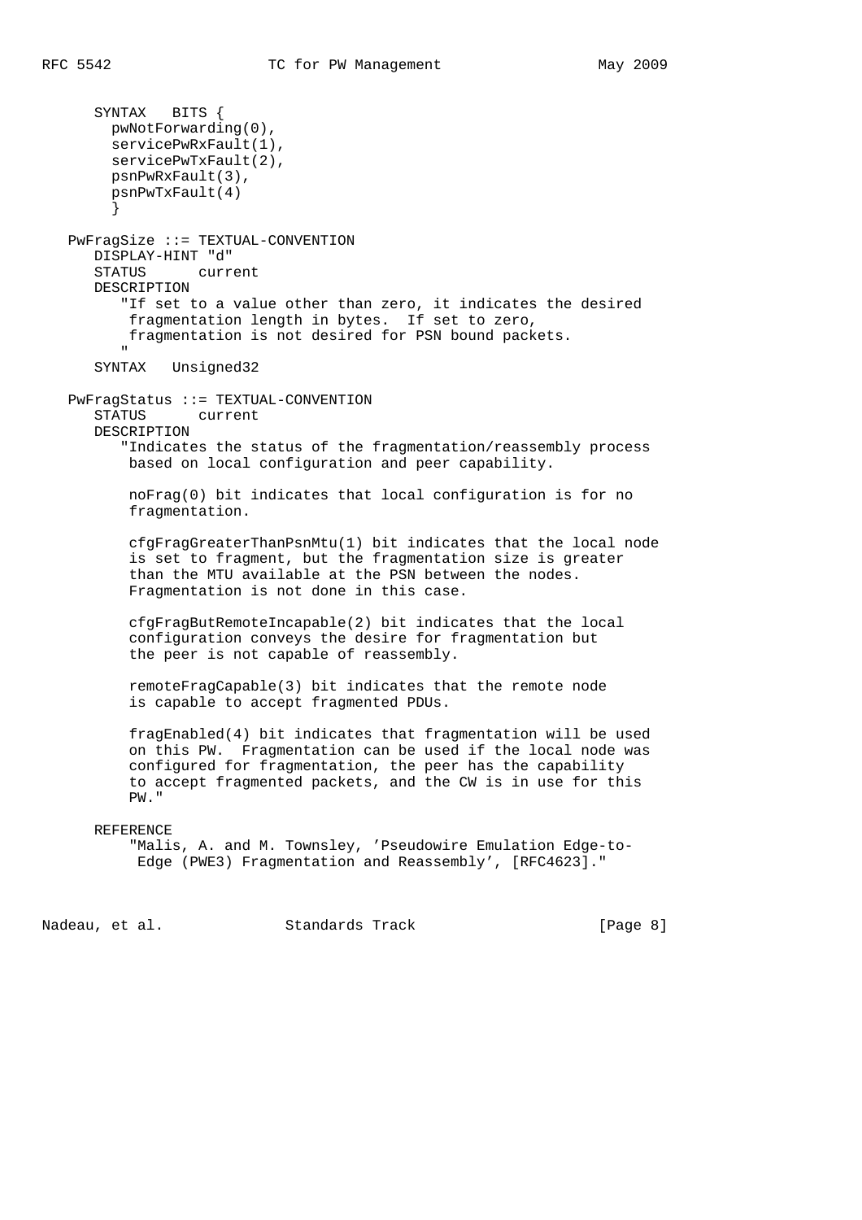```
      SYNTAX   BITS {
        pwNotForwarding(0),
        servicePwRxFault(1),
        servicePwTxFault(2),
        psnPwRxFault(3),
        psnPwTxFault(4)
        }

   PwFragSize ::= TEXTUAL-CONVENTION
      DISPLAY-HINT "d"
      STATUS      current
      DESCRIPTION
         "If set to a value other than zero, it indicates the desired
          fragmentation length in bytes.  If set to zero,
          fragmentation is not desired for PSN bound packets.
         "
      SYNTAX   Unsigned32

   PwFragStatus ::= TEXTUAL-CONVENTION
      STATUS      current
      DESCRIPTION
         "Indicates the status of the fragmentation/reassembly process
          based on local configuration and peer capability.

          noFrag(0) bit indicates that local configuration is for no
          fragmentation.

          cfgFragGreaterThanPsnMtu(1) bit indicates that the local node
          is set to fragment, but the fragmentation size is greater
          than the MTU available at the PSN between the nodes.
          Fragmentation is not done in this case.

          cfgFragButRemoteIncapable(2) bit indicates that the local
          configuration conveys the desire for fragmentation but
          the peer is not capable of reassembly.

          remoteFragCapable(3) bit indicates that the remote node
          is capable to accept fragmented PDUs.

          fragEnabled(4) bit indicates that fragmentation will be used
          on this PW.  Fragmentation can be used if the local node was
          configured for fragmentation, the peer has the capability
          to accept fragmented packets, and the CW is in use for this
          PW."

      REFERENCE
          "Malis, A. and M. Townsley, 'Pseudowire Emulation Edge-to-
           Edge (PWE3) Fragmentation and Reassembly', [RFC4623]."
```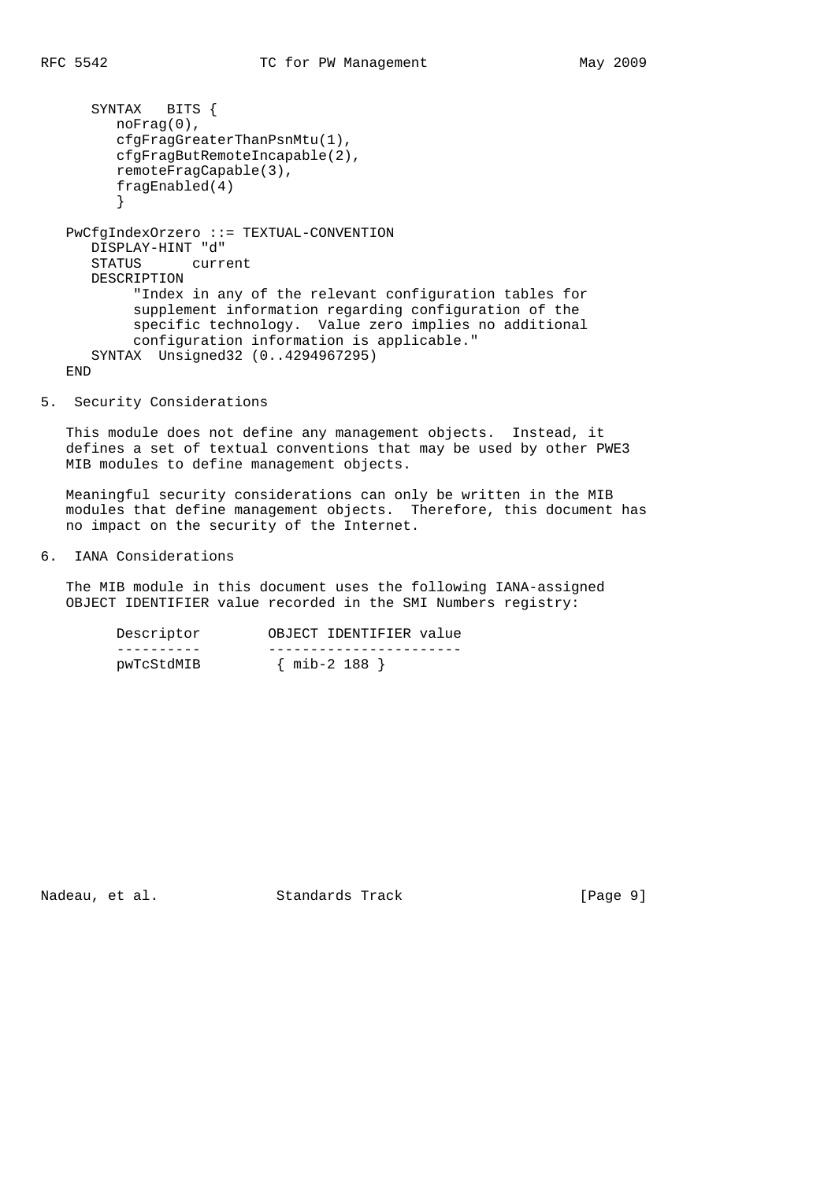```
      SYNTAX   BITS {
         noFrag(0),
         cfgFragGreaterThanPsnMtu(1),
         cfgFragButRemoteIncapable(2),
         remoteFragCapable(3),
         fragEnabled(4)
         }

   PwCfgIndexOrzero ::= TEXTUAL-CONVENTION
      DISPLAY-HINT "d"
      STATUS      current
      DESCRIPTION
          "Index in any of the relevant configuration tables for
          supplement information regarding configuration of the
          specific technology.  Value zero implies no additional
          configuration information is applicable."
      SYNTAX  Unsigned32 (0..4294967295)
   END
```

## 5. Security Considerations

This module does not define any management objects. Instead, it defines a set of textual conventions that may be used by other PWE3 MIB modules to define management objects.

Meaningful security considerations can only be written in the MIB modules that define management objects. Therefore, this document has no impact on the security of the Internet.

## 6. IANA Considerations

The MIB module in this document uses the following IANA-assigned OBJECT IDENTIFIER value recorded in the SMI Numbers registry:

| Descriptor | OBJECT IDENTIFIER value |
| --- | --- |
| pwTcStdMIB | { mib-2 188 } |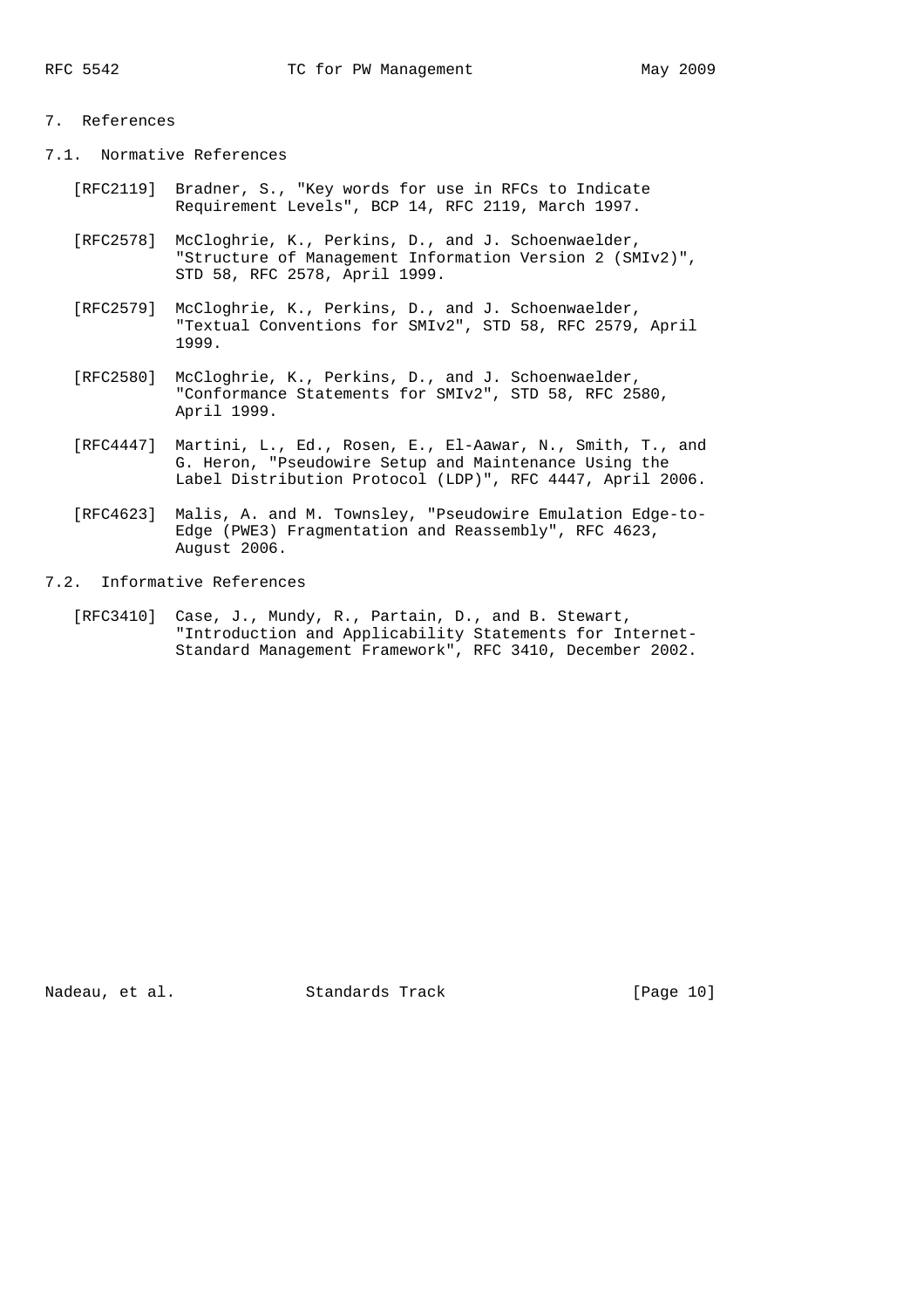## 7. References

### 7.1. Normative References

[RFC2119] Bradner, S., "Key words for use in RFCs to Indicate Requirement Levels", BCP 14, RFC 2119, March 1997.

[RFC2578] McCloghrie, K., Perkins, D., and J. Schoenwaelder, "Structure of Management Information Version 2 (SMIv2)", STD 58, RFC 2578, April 1999.

[RFC2579] McCloghrie, K., Perkins, D., and J. Schoenwaelder, "Textual Conventions for SMIv2", STD 58, RFC 2579, April 1999.

[RFC2580] McCloghrie, K., Perkins, D., and J. Schoenwaelder, "Conformance Statements for SMIv2", STD 58, RFC 2580, April 1999.

[RFC4447] Martini, L., Ed., Rosen, E., El-Aawar, N., Smith, T., and G. Heron, "Pseudowire Setup and Maintenance Using the Label Distribution Protocol (LDP)", RFC 4447, April 2006.

[RFC4623] Malis, A. and M. Townsley, "Pseudowire Emulation Edge-to-Edge (PWE3) Fragmentation and Reassembly", RFC 4623, August 2006.

### 7.2. Informative References

[RFC3410] Case, J., Mundy, R., Partain, D., and B. Stewart, "Introduction and Applicability Statements for Internet-Standard Management Framework", RFC 3410, December 2002.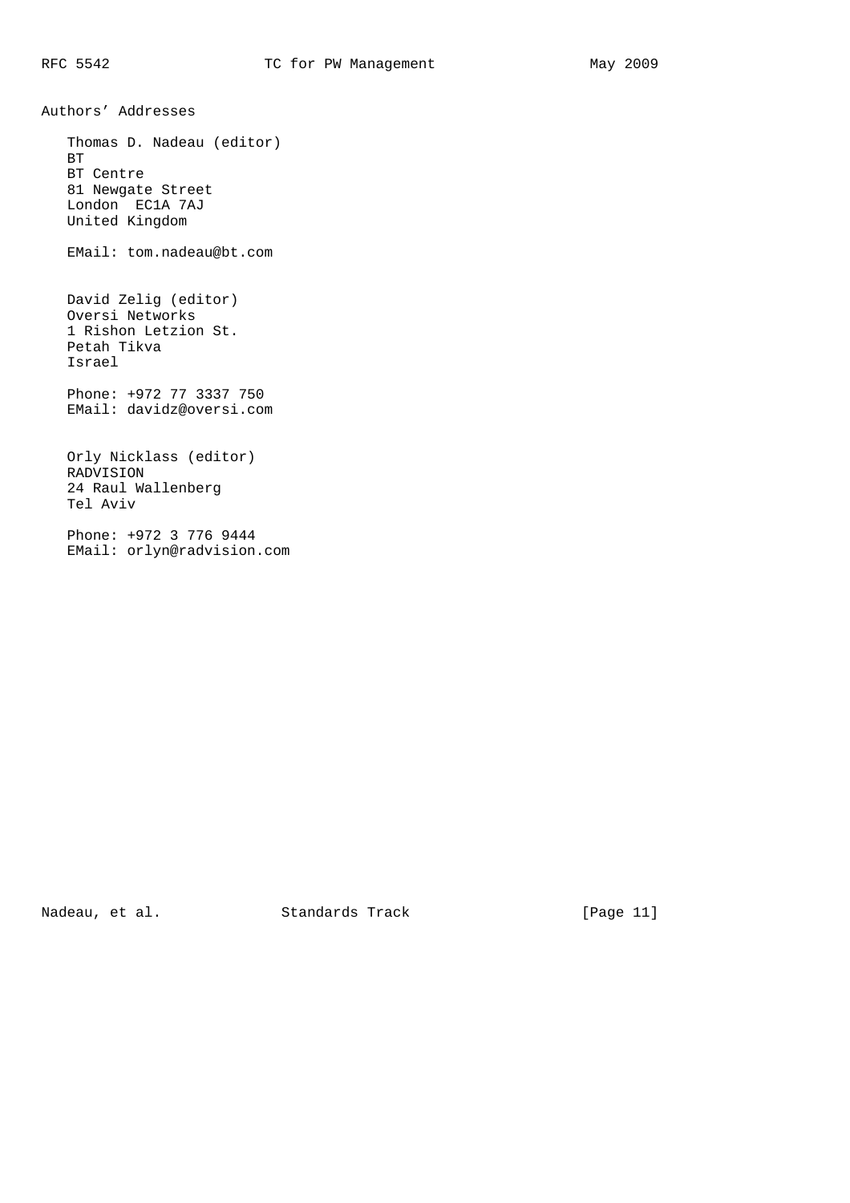## Authors' Addresses

Thomas D. Nadeau (editor)
BT
BT Centre
81 Newgate Street
London  EC1A 7AJ
United Kingdom

EMail: tom.nadeau@bt.com

David Zelig (editor)
Oversi Networks
1 Rishon Letzion St.
Petah Tikva
Israel

Phone: +972 77 3337 750
EMail: davidz@oversi.com

Orly Nicklass (editor)
RADVISION
24 Raul Wallenberg
Tel Aviv

Phone: +972 3 776 9444
EMail: orlyn@radvision.com